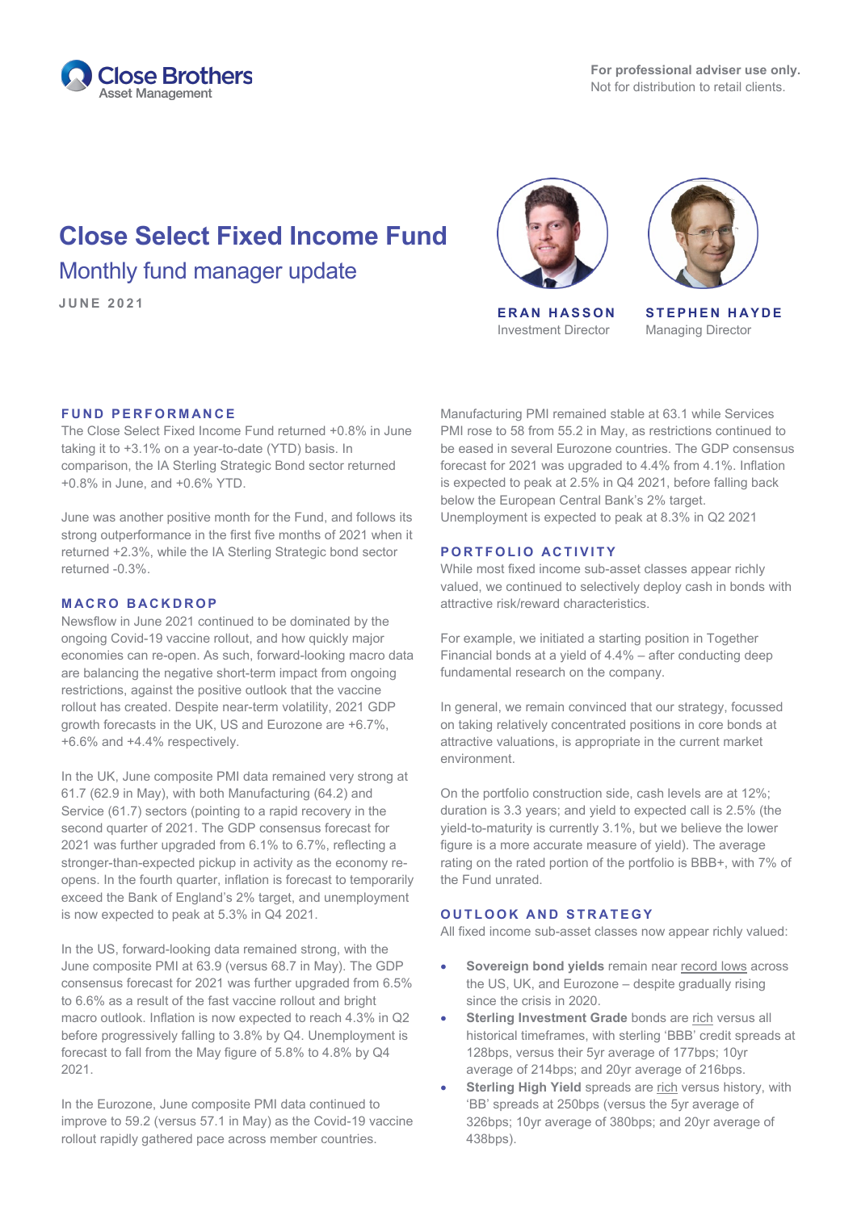Close Brothers Asset Management

**For professional adviser use only.**
Not for distribution to retail clients.

# Close Select Fixed Income Fund

## Monthly fund manager update

JUNE 2021

**ERAN HASSON**
Investment Director

**STEPHEN HAYDE**
Managing Director

### FUND PERFORMANCE

The Close Select Fixed Income Fund returned +0.8% in June taking it to +3.1% on a year-to-date (YTD) basis. In comparison, the IA Sterling Strategic Bond sector returned +0.8% in June, and +0.6% YTD.

June was another positive month for the Fund, and follows its strong outperformance in the first five months of 2021 when it returned +2.3%, while the IA Sterling Strategic bond sector returned -0.3%.

### MACRO BACKDROP

Newsflow in June 2021 continued to be dominated by the ongoing Covid-19 vaccine rollout, and how quickly major economies can re-open. As such, forward-looking macro data are balancing the negative short-term impact from ongoing restrictions, against the positive outlook that the vaccine rollout has created. Despite near-term volatility, 2021 GDP growth forecasts in the UK, US and Eurozone are +6.7%, +6.6% and +4.4% respectively.

In the UK, June composite PMI data remained very strong at 61.7 (62.9 in May), with both Manufacturing (64.2) and Service (61.7) sectors (pointing to a rapid recovery in the second quarter of 2021. The GDP consensus forecast for 2021 was further upgraded from 6.1% to 6.7%, reflecting a stronger-than-expected pickup in activity as the economy re-opens. In the fourth quarter, inflation is forecast to temporarily exceed the Bank of England's 2% target, and unemployment is now expected to peak at 5.3% in Q4 2021.

In the US, forward-looking data remained strong, with the June composite PMI at 63.9 (versus 68.7 in May). The GDP consensus forecast for 2021 was further upgraded from 6.5% to 6.6% as a result of the fast vaccine rollout and bright macro outlook. Inflation is now expected to reach 4.3% in Q2 before progressively falling to 3.8% by Q4. Unemployment is forecast to fall from the May figure of 5.8% to 4.8% by Q4 2021.

In the Eurozone, June composite PMI data continued to improve to 59.2 (versus 57.1 in May) as the Covid-19 vaccine rollout rapidly gathered pace across member countries. Manufacturing PMI remained stable at 63.1 while Services PMI rose to 58 from 55.2 in May, as restrictions continued to be eased in several Eurozone countries. The GDP consensus forecast for 2021 was upgraded to 4.4% from 4.1%. Inflation is expected to peak at 2.5% in Q4 2021, before falling back below the European Central Bank's 2% target. Unemployment is expected to peak at 8.3% in Q2 2021

### PORTFOLIO ACTIVITY

While most fixed income sub-asset classes appear richly valued, we continued to selectively deploy cash in bonds with attractive risk/reward characteristics.

For example, we initiated a starting position in Together Financial bonds at a yield of 4.4% – after conducting deep fundamental research on the company.

In general, we remain convinced that our strategy, focussed on taking relatively concentrated positions in core bonds at attractive valuations, is appropriate in the current market environment.

On the portfolio construction side, cash levels are at 12%; duration is 3.3 years; and yield to expected call is 2.5% (the yield-to-maturity is currently 3.1%, but we believe the lower figure is a more accurate measure of yield). The average rating on the rated portion of the portfolio is BBB+, with 7% of the Fund unrated.

### OUTLOOK AND STRATEGY

All fixed income sub-asset classes now appear richly valued:

- **Sovereign bond yields** remain near record lows across the US, UK, and Eurozone – despite gradually rising since the crisis in 2020.
- **Sterling Investment Grade** bonds are rich versus all historical timeframes, with sterling 'BBB' credit spreads at 128bps, versus their 5yr average of 177bps; 10yr average of 214bps; and 20yr average of 216bps.
- **Sterling High Yield** spreads are rich versus history, with 'BB' spreads at 250bps (versus the 5yr average of 326bps; 10yr average of 380bps; and 20yr average of 438bps).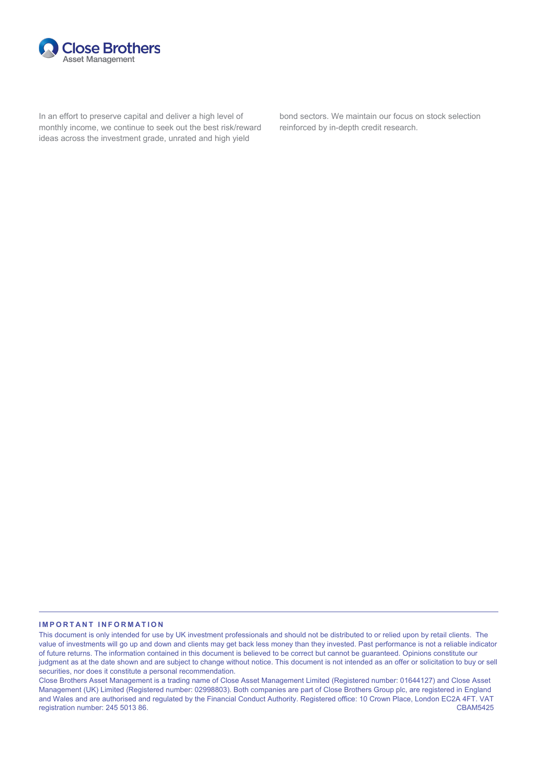In an effort to preserve capital and deliver a high level of monthly income, we continue to seek out the best risk/reward ideas across the investment grade, unrated and high yield bond sectors. We maintain our focus on stock selection reinforced by in-depth credit research.

**IMPORTANT INFORMATION**

This document is only intended for use by UK investment professionals and should not be distributed to or relied upon by retail clients. The value of investments will go up and down and clients may get back less money than they invested. Past performance is not a reliable indicator of future returns. The information contained in this document is believed to be correct but cannot be guaranteed. Opinions constitute our judgment as at the date shown and are subject to change without notice. This document is not intended as an offer or solicitation to buy or sell securities, nor does it constitute a personal recommendation.

Close Brothers Asset Management is a trading name of Close Asset Management Limited (Registered number: 01644127) and Close Asset Management (UK) Limited (Registered number: 02998803). Both companies are part of Close Brothers Group plc, are registered in England and Wales and are authorised and regulated by the Financial Conduct Authority. Registered office: 10 Crown Place, London EC2A 4FT. VAT registration number: 245 5013 86. CBAM5425